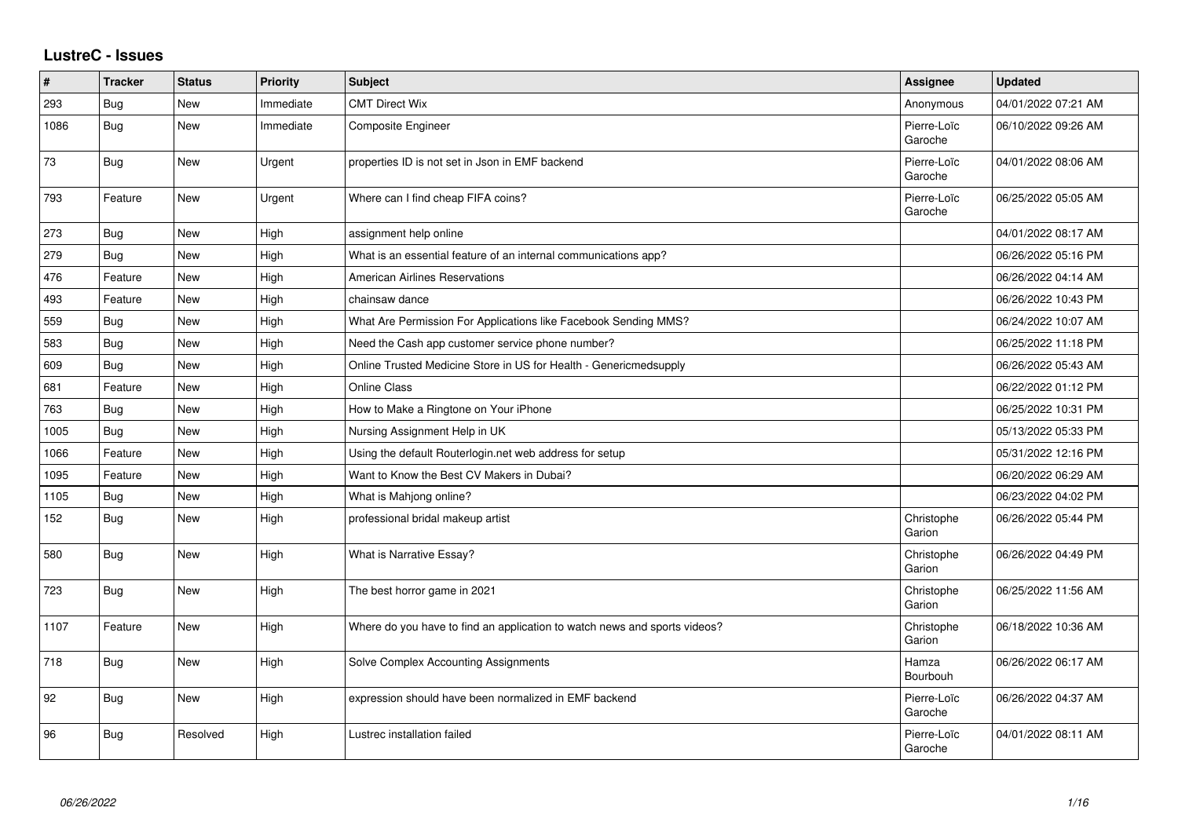# LustreC - Issues

| # | Tracker | Status | Priority | Subject | Assignee | Updated |
|---|---|---|---|---|---|---|
| 293 | Bug | New | Immediate | CMT Direct Wix | Anonymous | 04/01/2022 07:21 AM |
| 1086 | Bug | New | Immediate | Composite Engineer | Pierre-Loïc Garoche | 06/10/2022 09:26 AM |
| 73 | Bug | New | Urgent | properties ID is not set in Json in EMF backend | Pierre-Loïc Garoche | 04/01/2022 08:06 AM |
| 793 | Feature | New | Urgent | Where can I find cheap FIFA coins? | Pierre-Loïc Garoche | 06/25/2022 05:05 AM |
| 273 | Bug | New | High | assignment help online | | 04/01/2022 08:17 AM |
| 279 | Bug | New | High | What is an essential feature of an internal communications app? | | 06/26/2022 05:16 PM |
| 476 | Feature | New | High | American Airlines Reservations | | 06/26/2022 04:14 AM |
| 493 | Feature | New | High | chainsaw dance | | 06/26/2022 10:43 PM |
| 559 | Bug | New | High | What Are Permission For Applications like Facebook Sending MMS? | | 06/24/2022 10:07 AM |
| 583 | Bug | New | High | Need the Cash app customer service phone number? | | 06/25/2022 11:18 PM |
| 609 | Bug | New | High | Online Trusted Medicine Store in US for Health - Genericmedsupply | | 06/26/2022 05:43 AM |
| 681 | Feature | New | High | Online Class | | 06/22/2022 01:12 PM |
| 763 | Bug | New | High | How to Make a Ringtone on Your iPhone | | 06/25/2022 10:31 PM |
| 1005 | Bug | New | High | Nursing Assignment Help in UK | | 05/13/2022 05:33 PM |
| 1066 | Feature | New | High | Using the default Routerlogin.net web address for setup | | 05/31/2022 12:16 PM |
| 1095 | Feature | New | High | Want to Know the Best CV Makers in Dubai? | | 06/20/2022 06:29 AM |
| 1105 | Bug | New | High | What is Mahjong online? | | 06/23/2022 04:02 PM |
| 152 | Bug | New | High | professional bridal makeup artist | Christophe Garion | 06/26/2022 05:44 PM |
| 580 | Bug | New | High | What is Narrative Essay? | Christophe Garion | 06/26/2022 04:49 PM |
| 723 | Bug | New | High | The best horror game in 2021 | Christophe Garion | 06/25/2022 11:56 AM |
| 1107 | Feature | New | High | Where do you have to find an application to watch news and sports videos? | Christophe Garion | 06/18/2022 10:36 AM |
| 718 | Bug | New | High | Solve Complex Accounting Assignments | Hamza Bourbouh | 06/26/2022 06:17 AM |
| 92 | Bug | New | High | expression should have been normalized in EMF backend | Pierre-Loïc Garoche | 06/26/2022 04:37 AM |
| 96 | Bug | Resolved | High | Lustrec installation failed | Pierre-Loïc Garoche | 04/01/2022 08:11 AM |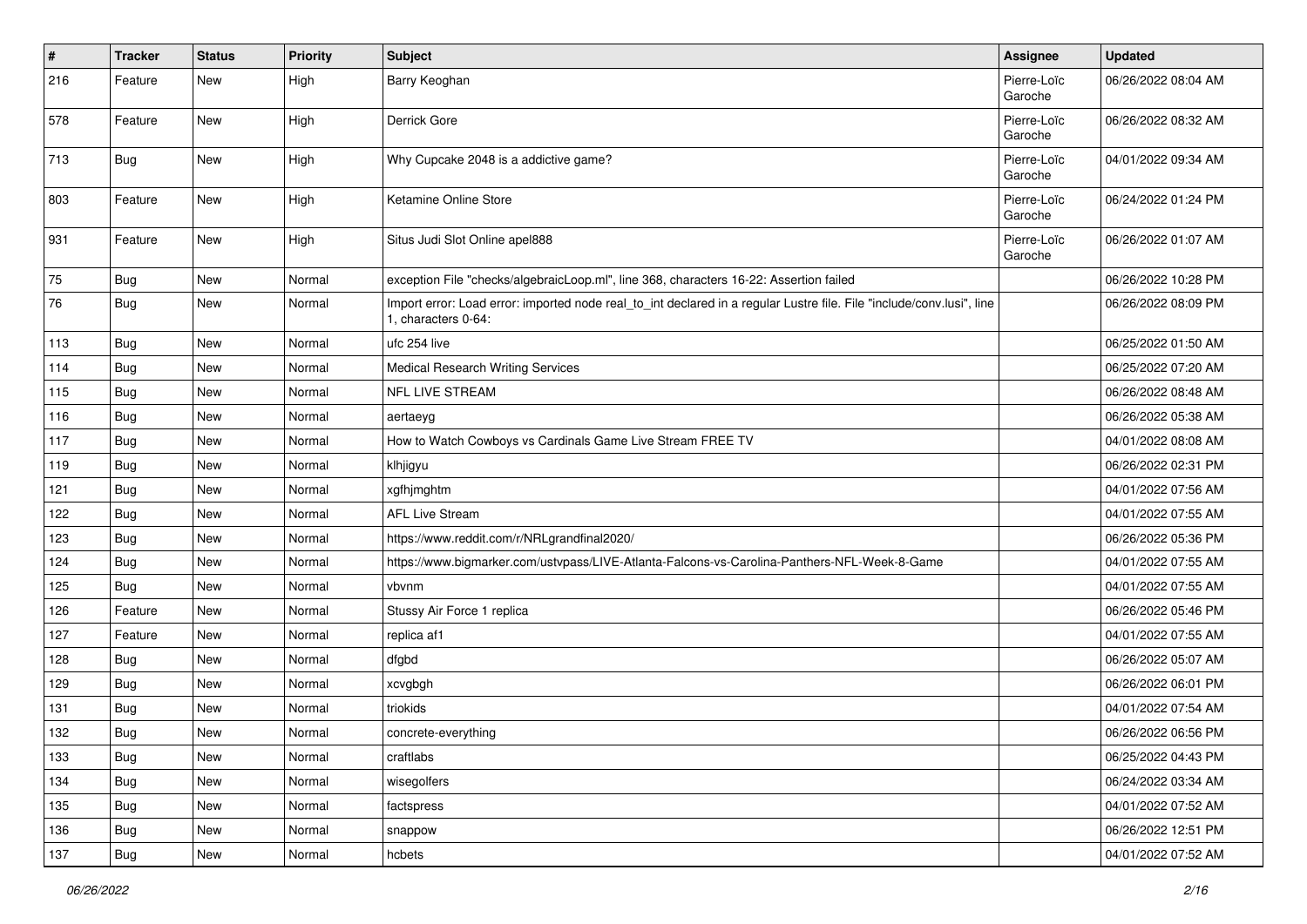| # | Tracker | Status | Priority | Subject | Assignee | Updated |
|---|---|---|---|---|---|---|
| 216 | Feature | New | High | Barry Keoghan | Pierre-Loïc Garoche | 06/26/2022 08:04 AM |
| 578 | Feature | New | High | Derrick Gore | Pierre-Loïc Garoche | 06/26/2022 08:32 AM |
| 713 | Bug | New | High | Why Cupcake 2048 is a addictive game? | Pierre-Loïc Garoche | 04/01/2022 09:34 AM |
| 803 | Feature | New | High | Ketamine Online Store | Pierre-Loïc Garoche | 06/24/2022 01:24 PM |
| 931 | Feature | New | High | Situs Judi Slot Online apel888 | Pierre-Loïc Garoche | 06/26/2022 01:07 AM |
| 75 | Bug | New | Normal | exception File "checks/algebraicLoop.ml", line 368, characters 16-22: Assertion failed | | 06/26/2022 10:28 PM |
| 76 | Bug | New | Normal | Import error: Load error: imported node real_to_int declared in a regular Lustre file. File "include/conv.lusi", line 1, characters 0-64: | | 06/26/2022 08:09 PM |
| 113 | Bug | New | Normal | ufc 254 live | | 06/25/2022 01:50 AM |
| 114 | Bug | New | Normal | Medical Research Writing Services | | 06/25/2022 07:20 AM |
| 115 | Bug | New | Normal | NFL LIVE STREAM | | 06/26/2022 08:48 AM |
| 116 | Bug | New | Normal | aertaeyg | | 06/26/2022 05:38 AM |
| 117 | Bug | New | Normal | How to Watch Cowboys vs Cardinals Game Live Stream FREE TV | | 04/01/2022 08:08 AM |
| 119 | Bug | New | Normal | klhjigyu | | 06/26/2022 02:31 PM |
| 121 | Bug | New | Normal | xgfhjmghtm | | 04/01/2022 07:56 AM |
| 122 | Bug | New | Normal | AFL Live Stream | | 04/01/2022 07:55 AM |
| 123 | Bug | New | Normal | https://www.reddit.com/r/NRLgrandfinal2020/ | | 06/26/2022 05:36 PM |
| 124 | Bug | New | Normal | https://www.bigmarker.com/ustvpass/LIVE-Atlanta-Falcons-vs-Carolina-Panthers-NFL-Week-8-Game | | 04/01/2022 07:55 AM |
| 125 | Bug | New | Normal | vbvnm | | 04/01/2022 07:55 AM |
| 126 | Feature | New | Normal | Stussy Air Force 1 replica | | 06/26/2022 05:46 PM |
| 127 | Feature | New | Normal | replica af1 | | 04/01/2022 07:55 AM |
| 128 | Bug | New | Normal | dfgbd | | 06/26/2022 05:07 AM |
| 129 | Bug | New | Normal | xcvgbgh | | 06/26/2022 06:01 PM |
| 131 | Bug | New | Normal | triokids | | 04/01/2022 07:54 AM |
| 132 | Bug | New | Normal | concrete-everything | | 06/26/2022 06:56 PM |
| 133 | Bug | New | Normal | craftlabs | | 06/25/2022 04:43 PM |
| 134 | Bug | New | Normal | wisegolfers | | 06/24/2022 03:34 AM |
| 135 | Bug | New | Normal | factspress | | 04/01/2022 07:52 AM |
| 136 | Bug | New | Normal | snappow | | 06/26/2022 12:51 PM |
| 137 | Bug | New | Normal | hcbets | | 04/01/2022 07:52 AM |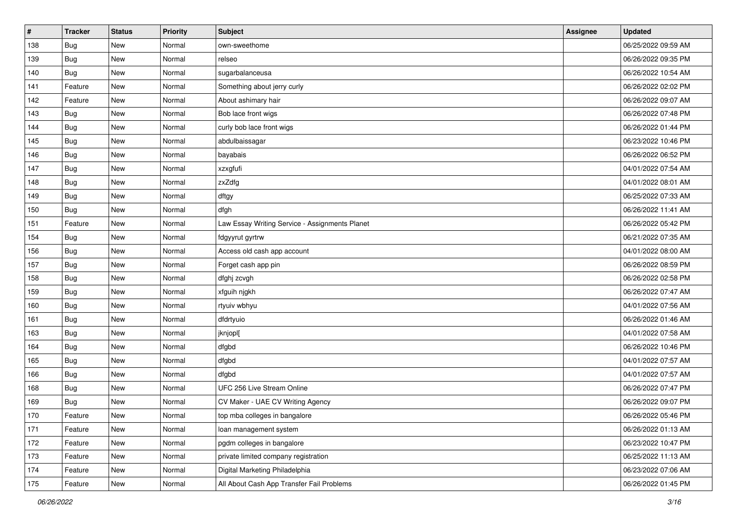| # | Tracker | Status | Priority | Subject | Assignee | Updated |
|---|---|---|---|---|---|---|
| 138 | Bug | New | Normal | own-sweethome | | 06/25/2022 09:59 AM |
| 139 | Bug | New | Normal | relseo | | 06/26/2022 09:35 PM |
| 140 | Bug | New | Normal | sugarbalanceusa | | 06/26/2022 10:54 AM |
| 141 | Feature | New | Normal | Something about jerry curly | | 06/26/2022 02:02 PM |
| 142 | Feature | New | Normal | About ashimary hair | | 06/26/2022 09:07 AM |
| 143 | Bug | New | Normal | Bob lace front wigs | | 06/26/2022 07:48 PM |
| 144 | Bug | New | Normal | curly bob lace front wigs | | 06/26/2022 01:44 PM |
| 145 | Bug | New | Normal | abdulbaissagar | | 06/23/2022 10:46 PM |
| 146 | Bug | New | Normal | bayabais | | 06/26/2022 06:52 PM |
| 147 | Bug | New | Normal | xzxgfufi | | 04/01/2022 07:54 AM |
| 148 | Bug | New | Normal | zxZdfg | | 04/01/2022 08:01 AM |
| 149 | Bug | New | Normal | dftgy | | 06/25/2022 07:33 AM |
| 150 | Bug | New | Normal | dfgh | | 06/26/2022 11:41 AM |
| 151 | Feature | New | Normal | Law Essay Writing Service - Assignments Planet | | 06/26/2022 05:42 PM |
| 154 | Bug | New | Normal | fdgyyrut gyrtrw | | 06/21/2022 07:35 AM |
| 156 | Bug | New | Normal | Access old cash app account | | 04/01/2022 08:00 AM |
| 157 | Bug | New | Normal | Forget cash app pin | | 06/26/2022 08:59 PM |
| 158 | Bug | New | Normal | dfghj zcvgh | | 06/26/2022 02:58 PM |
| 159 | Bug | New | Normal | xfguih njgkh | | 06/26/2022 07:47 AM |
| 160 | Bug | New | Normal | rtyuiv wbhyu | | 04/01/2022 07:56 AM |
| 161 | Bug | New | Normal | dfdrtyuio | | 06/26/2022 01:46 AM |
| 163 | Bug | New | Normal | jknjopl[ | | 04/01/2022 07:58 AM |
| 164 | Bug | New | Normal | dfgbd | | 06/26/2022 10:46 PM |
| 165 | Bug | New | Normal | dfgbd | | 04/01/2022 07:57 AM |
| 166 | Bug | New | Normal | dfgbd | | 04/01/2022 07:57 AM |
| 168 | Bug | New | Normal | UFC 256 Live Stream Online | | 06/26/2022 07:47 PM |
| 169 | Bug | New | Normal | CV Maker - UAE CV Writing Agency | | 06/26/2022 09:07 PM |
| 170 | Feature | New | Normal | top mba colleges in bangalore | | 06/26/2022 05:46 PM |
| 171 | Feature | New | Normal | loan management system | | 06/26/2022 01:13 AM |
| 172 | Feature | New | Normal | pgdm colleges in bangalore | | 06/23/2022 10:47 PM |
| 173 | Feature | New | Normal | private limited company registration | | 06/25/2022 11:13 AM |
| 174 | Feature | New | Normal | Digital Marketing Philadelphia | | 06/23/2022 07:06 AM |
| 175 | Feature | New | Normal | All About Cash App Transfer Fail Problems | | 06/26/2022 01:45 PM |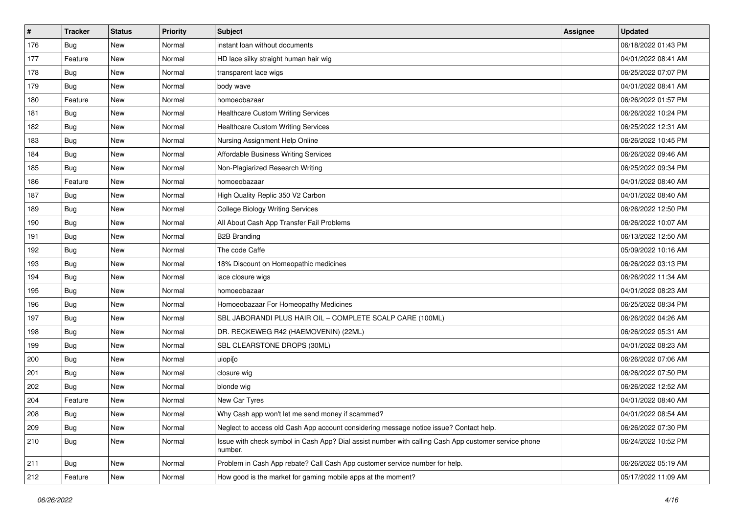| # | Tracker | Status | Priority | Subject | Assignee | Updated |
|---|---|---|---|---|---|---|
| 176 | Bug | New | Normal | instant loan without documents | | 06/18/2022 01:43 PM |
| 177 | Feature | New | Normal | HD lace silky straight human hair wig | | 04/01/2022 08:41 AM |
| 178 | Bug | New | Normal | transparent lace wigs | | 06/25/2022 07:07 PM |
| 179 | Bug | New | Normal | body wave | | 04/01/2022 08:41 AM |
| 180 | Feature | New | Normal | homoeobazaar | | 06/26/2022 01:57 PM |
| 181 | Bug | New | Normal | Healthcare Custom Writing Services | | 06/26/2022 10:24 PM |
| 182 | Bug | New | Normal | Healthcare Custom Writing Services | | 06/25/2022 12:31 AM |
| 183 | Bug | New | Normal | Nursing Assignment Help Online | | 06/26/2022 10:45 PM |
| 184 | Bug | New | Normal | Affordable Business Writing Services | | 06/26/2022 09:46 AM |
| 185 | Bug | New | Normal | Non-Plagiarized Research Writing | | 06/25/2022 09:34 PM |
| 186 | Feature | New | Normal | homoeobazaar | | 04/01/2022 08:40 AM |
| 187 | Bug | New | Normal | High Quality Replic 350 V2 Carbon | | 04/01/2022 08:40 AM |
| 189 | Bug | New | Normal | College Biology Writing Services | | 06/26/2022 12:50 PM |
| 190 | Bug | New | Normal | All About Cash App Transfer Fail Problems | | 06/26/2022 10:07 AM |
| 191 | Bug | New | Normal | B2B Branding | | 06/13/2022 12:50 AM |
| 192 | Bug | New | Normal | The code Caffe | | 05/09/2022 10:16 AM |
| 193 | Bug | New | Normal | 18% Discount on Homeopathic medicines | | 06/26/2022 03:13 PM |
| 194 | Bug | New | Normal | lace closure wigs | | 06/26/2022 11:34 AM |
| 195 | Bug | New | Normal | homoeobazaar | | 04/01/2022 08:23 AM |
| 196 | Bug | New | Normal | Homoeobazaar For Homeopathy Medicines | | 06/25/2022 08:34 PM |
| 197 | Bug | New | Normal | SBL JABORANDI PLUS HAIR OIL – COMPLETE SCALP CARE (100ML) | | 06/26/2022 04:26 AM |
| 198 | Bug | New | Normal | DR. RECKEWEG R42 (HAEMOVENIN) (22ML) | | 06/26/2022 05:31 AM |
| 199 | Bug | New | Normal | SBL CLEARSTONE DROPS (30ML) | | 04/01/2022 08:23 AM |
| 200 | Bug | New | Normal | uiopi[o | | 06/26/2022 07:06 AM |
| 201 | Bug | New | Normal | closure wig | | 06/26/2022 07:50 PM |
| 202 | Bug | New | Normal | blonde wig | | 06/26/2022 12:52 AM |
| 204 | Feature | New | Normal | New Car Tyres | | 04/01/2022 08:40 AM |
| 208 | Bug | New | Normal | Why Cash app won't let me send money if scammed? | | 04/01/2022 08:54 AM |
| 209 | Bug | New | Normal | Neglect to access old Cash App account considering message notice issue? Contact help. | | 06/26/2022 07:30 PM |
| 210 | Bug | New | Normal | Issue with check symbol in Cash App? Dial assist number with calling Cash App customer service phone number. | | 06/24/2022 10:52 PM |
| 211 | Bug | New | Normal | Problem in Cash App rebate? Call Cash App customer service number for help. | | 06/26/2022 05:19 AM |
| 212 | Feature | New | Normal | How good is the market for gaming mobile apps at the moment? | | 05/17/2022 11:09 AM |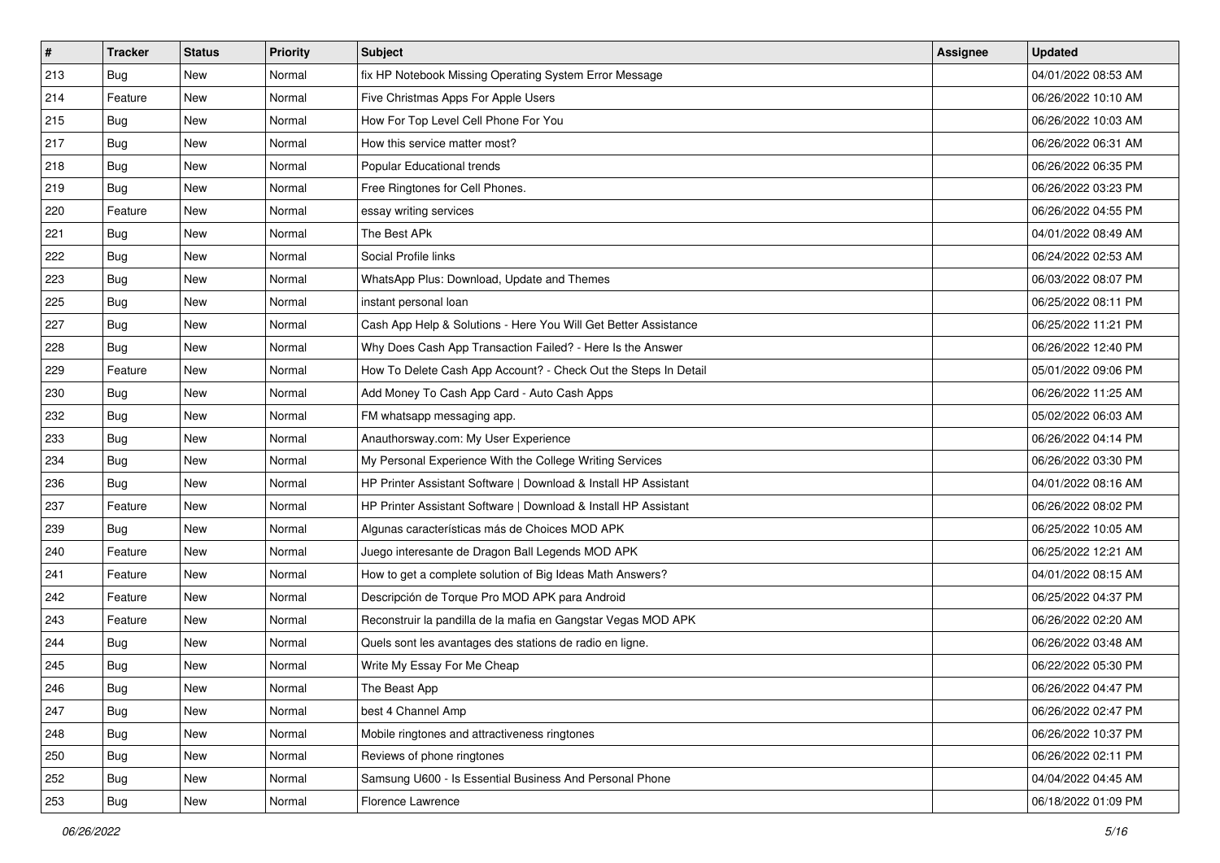| # | Tracker | Status | Priority | Subject | Assignee | Updated |
|---|---|---|---|---|---|---|
| 213 | Bug | New | Normal | fix HP Notebook Missing Operating System Error Message | | 04/01/2022 08:53 AM |
| 214 | Feature | New | Normal | Five Christmas Apps For Apple Users | | 06/26/2022 10:10 AM |
| 215 | Bug | New | Normal | How For Top Level Cell Phone For You | | 06/26/2022 10:03 AM |
| 217 | Bug | New | Normal | How this service matter most? | | 06/26/2022 06:31 AM |
| 218 | Bug | New | Normal | Popular Educational trends | | 06/26/2022 06:35 PM |
| 219 | Bug | New | Normal | Free Ringtones for Cell Phones. | | 06/26/2022 03:23 PM |
| 220 | Feature | New | Normal | essay writing services | | 06/26/2022 04:55 PM |
| 221 | Bug | New | Normal | The Best APk | | 04/01/2022 08:49 AM |
| 222 | Bug | New | Normal | Social Profile links | | 06/24/2022 02:53 AM |
| 223 | Bug | New | Normal | WhatsApp Plus: Download, Update and Themes | | 06/03/2022 08:07 PM |
| 225 | Bug | New | Normal | instant personal loan | | 06/25/2022 08:11 PM |
| 227 | Bug | New | Normal | Cash App Help & Solutions - Here You Will Get Better Assistance | | 06/25/2022 11:21 PM |
| 228 | Bug | New | Normal | Why Does Cash App Transaction Failed? - Here Is the Answer | | 06/26/2022 12:40 PM |
| 229 | Feature | New | Normal | How To Delete Cash App Account? - Check Out the Steps In Detail | | 05/01/2022 09:06 PM |
| 230 | Bug | New | Normal | Add Money To Cash App Card - Auto Cash Apps | | 06/26/2022 11:25 AM |
| 232 | Bug | New | Normal | FM whatsapp messaging app. | | 05/02/2022 06:03 AM |
| 233 | Bug | New | Normal | Anauthorsway.com: My User Experience | | 06/26/2022 04:14 PM |
| 234 | Bug | New | Normal | My Personal Experience With the College Writing Services | | 06/26/2022 03:30 PM |
| 236 | Bug | New | Normal | HP Printer Assistant Software \| Download & Install HP Assistant | | 04/01/2022 08:16 AM |
| 237 | Feature | New | Normal | HP Printer Assistant Software \| Download & Install HP Assistant | | 06/26/2022 08:02 PM |
| 239 | Bug | New | Normal | Algunas características más de Choices MOD APK | | 06/25/2022 10:05 AM |
| 240 | Feature | New | Normal | Juego interesante de Dragon Ball Legends MOD APK | | 06/25/2022 12:21 AM |
| 241 | Feature | New | Normal | How to get a complete solution of Big Ideas Math Answers? | | 04/01/2022 08:15 AM |
| 242 | Feature | New | Normal | Descripción de Torque Pro MOD APK para Android | | 06/25/2022 04:37 PM |
| 243 | Feature | New | Normal | Reconstruir la pandilla de la mafia en Gangstar Vegas MOD APK | | 06/26/2022 02:20 AM |
| 244 | Bug | New | Normal | Quels sont les avantages des stations de radio en ligne. | | 06/26/2022 03:48 AM |
| 245 | Bug | New | Normal | Write My Essay For Me Cheap | | 06/22/2022 05:30 PM |
| 246 | Bug | New | Normal | The Beast App | | 06/26/2022 04:47 PM |
| 247 | Bug | New | Normal | best 4 Channel Amp | | 06/26/2022 02:47 PM |
| 248 | Bug | New | Normal | Mobile ringtones and attractiveness ringtones | | 06/26/2022 10:37 PM |
| 250 | Bug | New | Normal | Reviews of phone ringtones | | 06/26/2022 02:11 PM |
| 252 | Bug | New | Normal | Samsung U600 - Is Essential Business And Personal Phone | | 04/04/2022 04:45 AM |
| 253 | Bug | New | Normal | Florence Lawrence | | 06/18/2022 01:09 PM |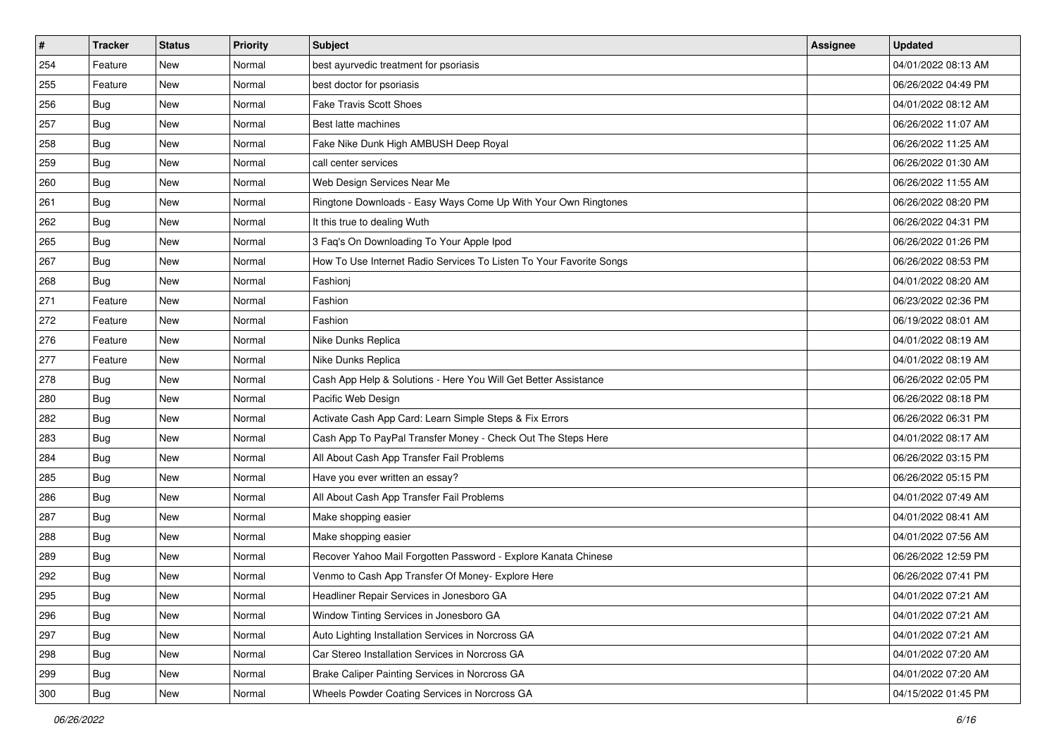| # | Tracker | Status | Priority | Subject | Assignee | Updated |
|---|---|---|---|---|---|---|
| 254 | Feature | New | Normal | best ayurvedic treatment for psoriasis | | 04/01/2022 08:13 AM |
| 255 | Feature | New | Normal | best doctor for psoriasis | | 06/26/2022 04:49 PM |
| 256 | Bug | New | Normal | Fake Travis Scott Shoes | | 04/01/2022 08:12 AM |
| 257 | Bug | New | Normal | Best latte machines | | 06/26/2022 11:07 AM |
| 258 | Bug | New | Normal | Fake Nike Dunk High AMBUSH Deep Royal | | 06/26/2022 11:25 AM |
| 259 | Bug | New | Normal | call center services | | 06/26/2022 01:30 AM |
| 260 | Bug | New | Normal | Web Design Services Near Me | | 06/26/2022 11:55 AM |
| 261 | Bug | New | Normal | Ringtone Downloads - Easy Ways Come Up With Your Own Ringtones | | 06/26/2022 08:20 PM |
| 262 | Bug | New | Normal | It this true to dealing Wuth | | 06/26/2022 04:31 PM |
| 265 | Bug | New | Normal | 3 Faq's On Downloading To Your Apple Ipod | | 06/26/2022 01:26 PM |
| 267 | Bug | New | Normal | How To Use Internet Radio Services To Listen To Your Favorite Songs | | 06/26/2022 08:53 PM |
| 268 | Bug | New | Normal | Fashionj | | 04/01/2022 08:20 AM |
| 271 | Feature | New | Normal | Fashion | | 06/23/2022 02:36 PM |
| 272 | Feature | New | Normal | Fashion | | 06/19/2022 08:01 AM |
| 276 | Feature | New | Normal | Nike Dunks Replica | | 04/01/2022 08:19 AM |
| 277 | Feature | New | Normal | Nike Dunks Replica | | 04/01/2022 08:19 AM |
| 278 | Bug | New | Normal | Cash App Help & Solutions - Here You Will Get Better Assistance | | 06/26/2022 02:05 PM |
| 280 | Bug | New | Normal | Pacific Web Design | | 06/26/2022 08:18 PM |
| 282 | Bug | New | Normal | Activate Cash App Card: Learn Simple Steps & Fix Errors | | 06/26/2022 06:31 PM |
| 283 | Bug | New | Normal | Cash App To PayPal Transfer Money - Check Out The Steps Here | | 04/01/2022 08:17 AM |
| 284 | Bug | New | Normal | All About Cash App Transfer Fail Problems | | 06/26/2022 03:15 PM |
| 285 | Bug | New | Normal | Have you ever written an essay? | | 06/26/2022 05:15 PM |
| 286 | Bug | New | Normal | All About Cash App Transfer Fail Problems | | 04/01/2022 07:49 AM |
| 287 | Bug | New | Normal | Make shopping easier | | 04/01/2022 08:41 AM |
| 288 | Bug | New | Normal | Make shopping easier | | 04/01/2022 07:56 AM |
| 289 | Bug | New | Normal | Recover Yahoo Mail Forgotten Password - Explore Kanata Chinese | | 06/26/2022 12:59 PM |
| 292 | Bug | New | Normal | Venmo to Cash App Transfer Of Money- Explore Here | | 06/26/2022 07:41 PM |
| 295 | Bug | New | Normal | Headliner Repair Services in Jonesboro GA | | 04/01/2022 07:21 AM |
| 296 | Bug | New | Normal | Window Tinting Services in Jonesboro GA | | 04/01/2022 07:21 AM |
| 297 | Bug | New | Normal | Auto Lighting Installation Services in Norcross GA | | 04/01/2022 07:21 AM |
| 298 | Bug | New | Normal | Car Stereo Installation Services in Norcross GA | | 04/01/2022 07:20 AM |
| 299 | Bug | New | Normal | Brake Caliper Painting Services in Norcross GA | | 04/01/2022 07:20 AM |
| 300 | Bug | New | Normal | Wheels Powder Coating Services in Norcross GA | | 04/15/2022 01:45 PM |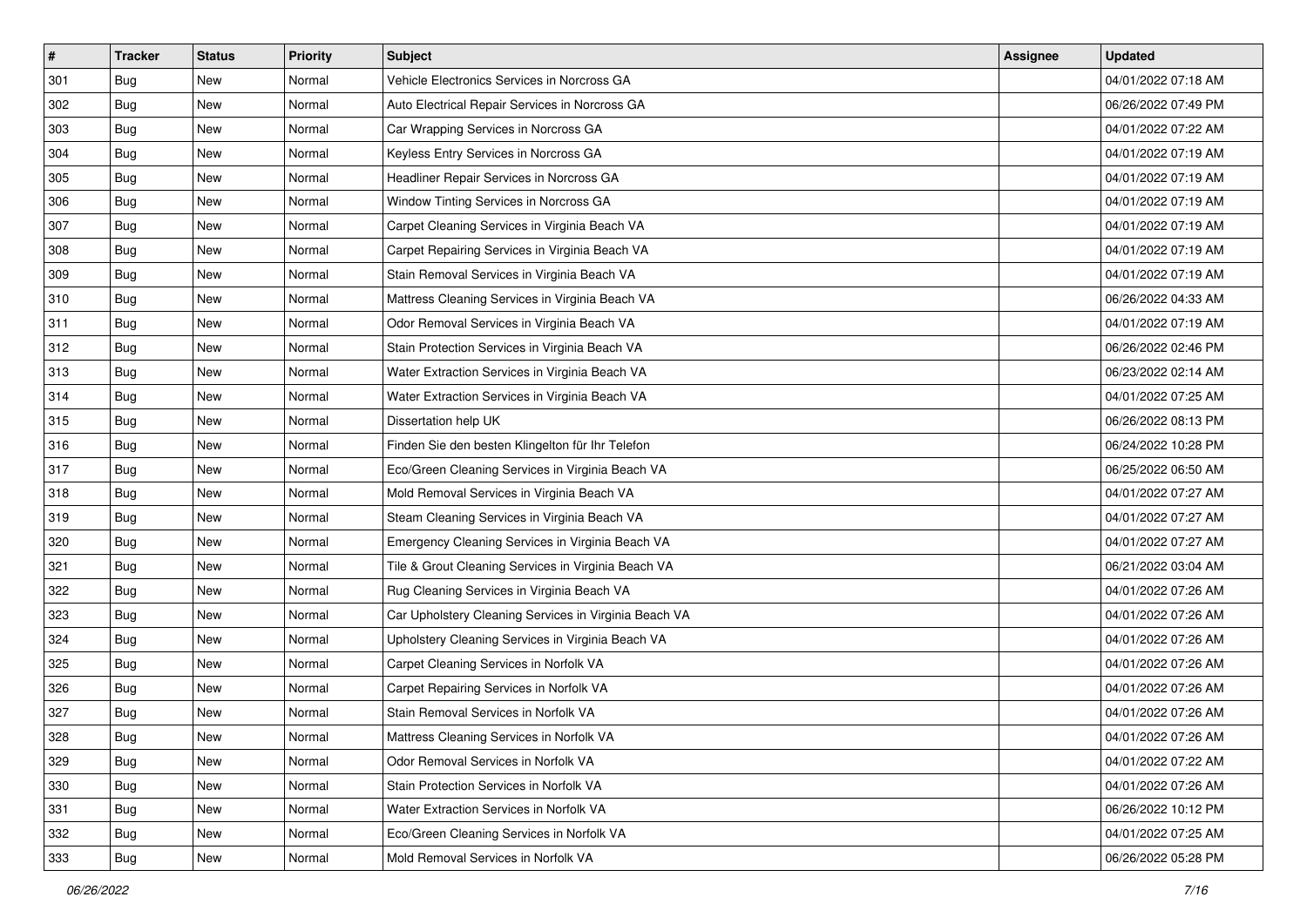| # | Tracker | Status | Priority | Subject | Assignee | Updated |
|---|---|---|---|---|---|---|
| 301 | Bug | New | Normal | Vehicle Electronics Services in Norcross GA | | 04/01/2022 07:18 AM |
| 302 | Bug | New | Normal | Auto Electrical Repair Services in Norcross GA | | 06/26/2022 07:49 PM |
| 303 | Bug | New | Normal | Car Wrapping Services in Norcross GA | | 04/01/2022 07:22 AM |
| 304 | Bug | New | Normal | Keyless Entry Services in Norcross GA | | 04/01/2022 07:19 AM |
| 305 | Bug | New | Normal | Headliner Repair Services in Norcross GA | | 04/01/2022 07:19 AM |
| 306 | Bug | New | Normal | Window Tinting Services in Norcross GA | | 04/01/2022 07:19 AM |
| 307 | Bug | New | Normal | Carpet Cleaning Services in Virginia Beach VA | | 04/01/2022 07:19 AM |
| 308 | Bug | New | Normal | Carpet Repairing Services in Virginia Beach VA | | 04/01/2022 07:19 AM |
| 309 | Bug | New | Normal | Stain Removal Services in Virginia Beach VA | | 04/01/2022 07:19 AM |
| 310 | Bug | New | Normal | Mattress Cleaning Services in Virginia Beach VA | | 06/26/2022 04:33 AM |
| 311 | Bug | New | Normal | Odor Removal Services in Virginia Beach VA | | 04/01/2022 07:19 AM |
| 312 | Bug | New | Normal | Stain Protection Services in Virginia Beach VA | | 06/26/2022 02:46 PM |
| 313 | Bug | New | Normal | Water Extraction Services in Virginia Beach VA | | 06/23/2022 02:14 AM |
| 314 | Bug | New | Normal | Water Extraction Services in Virginia Beach VA | | 04/01/2022 07:25 AM |
| 315 | Bug | New | Normal | Dissertation help UK | | 06/26/2022 08:13 PM |
| 316 | Bug | New | Normal | Finden Sie den besten Klingelton für Ihr Telefon | | 06/24/2022 10:28 PM |
| 317 | Bug | New | Normal | Eco/Green Cleaning Services in Virginia Beach VA | | 06/25/2022 06:50 AM |
| 318 | Bug | New | Normal | Mold Removal Services in Virginia Beach VA | | 04/01/2022 07:27 AM |
| 319 | Bug | New | Normal | Steam Cleaning Services in Virginia Beach VA | | 04/01/2022 07:27 AM |
| 320 | Bug | New | Normal | Emergency Cleaning Services in Virginia Beach VA | | 04/01/2022 07:27 AM |
| 321 | Bug | New | Normal | Tile & Grout Cleaning Services in Virginia Beach VA | | 06/21/2022 03:04 AM |
| 322 | Bug | New | Normal | Rug Cleaning Services in Virginia Beach VA | | 04/01/2022 07:26 AM |
| 323 | Bug | New | Normal | Car Upholstery Cleaning Services in Virginia Beach VA | | 04/01/2022 07:26 AM |
| 324 | Bug | New | Normal | Upholstery Cleaning Services in Virginia Beach VA | | 04/01/2022 07:26 AM |
| 325 | Bug | New | Normal | Carpet Cleaning Services in Norfolk VA | | 04/01/2022 07:26 AM |
| 326 | Bug | New | Normal | Carpet Repairing Services in Norfolk VA | | 04/01/2022 07:26 AM |
| 327 | Bug | New | Normal | Stain Removal Services in Norfolk VA | | 04/01/2022 07:26 AM |
| 328 | Bug | New | Normal | Mattress Cleaning Services in Norfolk VA | | 04/01/2022 07:26 AM |
| 329 | Bug | New | Normal | Odor Removal Services in Norfolk VA | | 04/01/2022 07:22 AM |
| 330 | Bug | New | Normal | Stain Protection Services in Norfolk VA | | 04/01/2022 07:26 AM |
| 331 | Bug | New | Normal | Water Extraction Services in Norfolk VA | | 06/26/2022 10:12 PM |
| 332 | Bug | New | Normal | Eco/Green Cleaning Services in Norfolk VA | | 04/01/2022 07:25 AM |
| 333 | Bug | New | Normal | Mold Removal Services in Norfolk VA | | 06/26/2022 05:28 PM |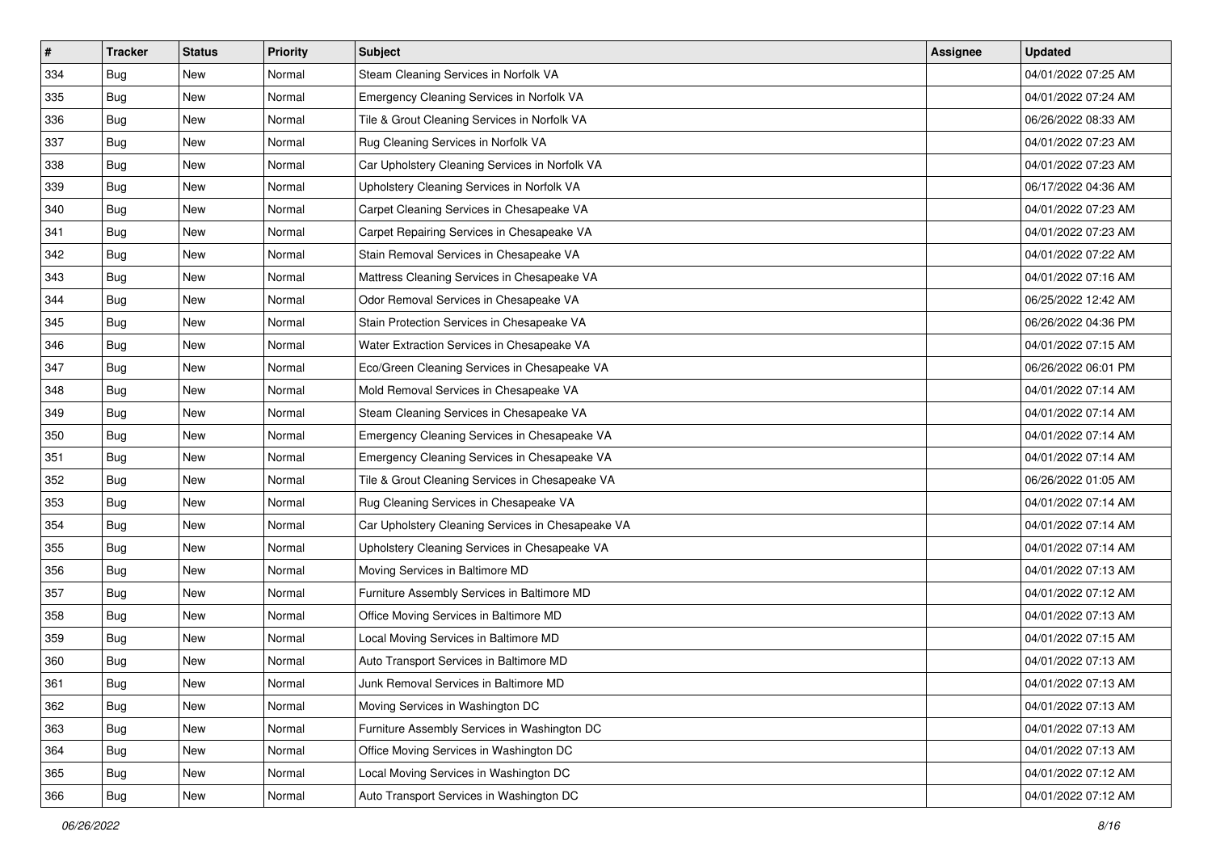| # | Tracker | Status | Priority | Subject | Assignee | Updated |
|---|---|---|---|---|---|---|
| 334 | Bug | New | Normal | Steam Cleaning Services in Norfolk VA | | 04/01/2022 07:25 AM |
| 335 | Bug | New | Normal | Emergency Cleaning Services in Norfolk VA | | 04/01/2022 07:24 AM |
| 336 | Bug | New | Normal | Tile & Grout Cleaning Services in Norfolk VA | | 06/26/2022 08:33 AM |
| 337 | Bug | New | Normal | Rug Cleaning Services in Norfolk VA | | 04/01/2022 07:23 AM |
| 338 | Bug | New | Normal | Car Upholstery Cleaning Services in Norfolk VA | | 04/01/2022 07:23 AM |
| 339 | Bug | New | Normal | Upholstery Cleaning Services in Norfolk VA | | 06/17/2022 04:36 AM |
| 340 | Bug | New | Normal | Carpet Cleaning Services in Chesapeake VA | | 04/01/2022 07:23 AM |
| 341 | Bug | New | Normal | Carpet Repairing Services in Chesapeake VA | | 04/01/2022 07:23 AM |
| 342 | Bug | New | Normal | Stain Removal Services in Chesapeake VA | | 04/01/2022 07:22 AM |
| 343 | Bug | New | Normal | Mattress Cleaning Services in Chesapeake VA | | 04/01/2022 07:16 AM |
| 344 | Bug | New | Normal | Odor Removal Services in Chesapeake VA | | 06/25/2022 12:42 AM |
| 345 | Bug | New | Normal | Stain Protection Services in Chesapeake VA | | 06/26/2022 04:36 PM |
| 346 | Bug | New | Normal | Water Extraction Services in Chesapeake VA | | 04/01/2022 07:15 AM |
| 347 | Bug | New | Normal | Eco/Green Cleaning Services in Chesapeake VA | | 06/26/2022 06:01 PM |
| 348 | Bug | New | Normal | Mold Removal Services in Chesapeake VA | | 04/01/2022 07:14 AM |
| 349 | Bug | New | Normal | Steam Cleaning Services in Chesapeake VA | | 04/01/2022 07:14 AM |
| 350 | Bug | New | Normal | Emergency Cleaning Services in Chesapeake VA | | 04/01/2022 07:14 AM |
| 351 | Bug | New | Normal | Emergency Cleaning Services in Chesapeake VA | | 04/01/2022 07:14 AM |
| 352 | Bug | New | Normal | Tile & Grout Cleaning Services in Chesapeake VA | | 06/26/2022 01:05 AM |
| 353 | Bug | New | Normal | Rug Cleaning Services in Chesapeake VA | | 04/01/2022 07:14 AM |
| 354 | Bug | New | Normal | Car Upholstery Cleaning Services in Chesapeake VA | | 04/01/2022 07:14 AM |
| 355 | Bug | New | Normal | Upholstery Cleaning Services in Chesapeake VA | | 04/01/2022 07:14 AM |
| 356 | Bug | New | Normal | Moving Services in Baltimore MD | | 04/01/2022 07:13 AM |
| 357 | Bug | New | Normal | Furniture Assembly Services in Baltimore MD | | 04/01/2022 07:12 AM |
| 358 | Bug | New | Normal | Office Moving Services in Baltimore MD | | 04/01/2022 07:13 AM |
| 359 | Bug | New | Normal | Local Moving Services in Baltimore MD | | 04/01/2022 07:15 AM |
| 360 | Bug | New | Normal | Auto Transport Services in Baltimore MD | | 04/01/2022 07:13 AM |
| 361 | Bug | New | Normal | Junk Removal Services in Baltimore MD | | 04/01/2022 07:13 AM |
| 362 | Bug | New | Normal | Moving Services in Washington DC | | 04/01/2022 07:13 AM |
| 363 | Bug | New | Normal | Furniture Assembly Services in Washington DC | | 04/01/2022 07:13 AM |
| 364 | Bug | New | Normal | Office Moving Services in Washington DC | | 04/01/2022 07:13 AM |
| 365 | Bug | New | Normal | Local Moving Services in Washington DC | | 04/01/2022 07:12 AM |
| 366 | Bug | New | Normal | Auto Transport Services in Washington DC | | 04/01/2022 07:12 AM |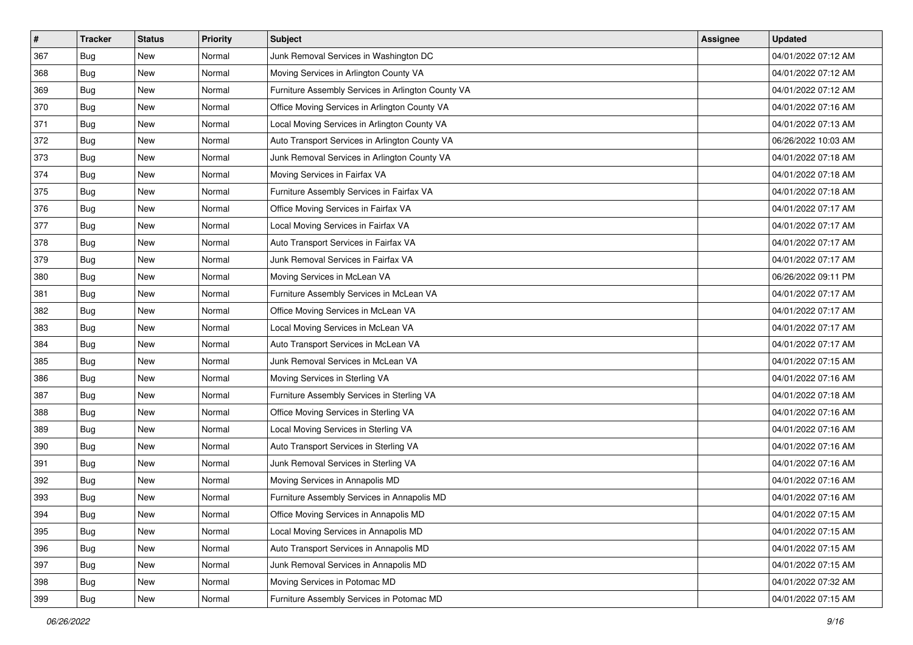| # | Tracker | Status | Priority | Subject | Assignee | Updated |
|---|---|---|---|---|---|---|
| 367 | Bug | New | Normal | Junk Removal Services in Washington DC | | 04/01/2022 07:12 AM |
| 368 | Bug | New | Normal | Moving Services in Arlington County VA | | 04/01/2022 07:12 AM |
| 369 | Bug | New | Normal | Furniture Assembly Services in Arlington County VA | | 04/01/2022 07:12 AM |
| 370 | Bug | New | Normal | Office Moving Services in Arlington County VA | | 04/01/2022 07:16 AM |
| 371 | Bug | New | Normal | Local Moving Services in Arlington County VA | | 04/01/2022 07:13 AM |
| 372 | Bug | New | Normal | Auto Transport Services in Arlington County VA | | 06/26/2022 10:03 AM |
| 373 | Bug | New | Normal | Junk Removal Services in Arlington County VA | | 04/01/2022 07:18 AM |
| 374 | Bug | New | Normal | Moving Services in Fairfax VA | | 04/01/2022 07:18 AM |
| 375 | Bug | New | Normal | Furniture Assembly Services in Fairfax VA | | 04/01/2022 07:18 AM |
| 376 | Bug | New | Normal | Office Moving Services in Fairfax VA | | 04/01/2022 07:17 AM |
| 377 | Bug | New | Normal | Local Moving Services in Fairfax VA | | 04/01/2022 07:17 AM |
| 378 | Bug | New | Normal | Auto Transport Services in Fairfax VA | | 04/01/2022 07:17 AM |
| 379 | Bug | New | Normal | Junk Removal Services in Fairfax VA | | 04/01/2022 07:17 AM |
| 380 | Bug | New | Normal | Moving Services in McLean VA | | 06/26/2022 09:11 PM |
| 381 | Bug | New | Normal | Furniture Assembly Services in McLean VA | | 04/01/2022 07:17 AM |
| 382 | Bug | New | Normal | Office Moving Services in McLean VA | | 04/01/2022 07:17 AM |
| 383 | Bug | New | Normal | Local Moving Services in McLean VA | | 04/01/2022 07:17 AM |
| 384 | Bug | New | Normal | Auto Transport Services in McLean VA | | 04/01/2022 07:17 AM |
| 385 | Bug | New | Normal | Junk Removal Services in McLean VA | | 04/01/2022 07:15 AM |
| 386 | Bug | New | Normal | Moving Services in Sterling VA | | 04/01/2022 07:16 AM |
| 387 | Bug | New | Normal | Furniture Assembly Services in Sterling VA | | 04/01/2022 07:18 AM |
| 388 | Bug | New | Normal | Office Moving Services in Sterling VA | | 04/01/2022 07:16 AM |
| 389 | Bug | New | Normal | Local Moving Services in Sterling VA | | 04/01/2022 07:16 AM |
| 390 | Bug | New | Normal | Auto Transport Services in Sterling VA | | 04/01/2022 07:16 AM |
| 391 | Bug | New | Normal | Junk Removal Services in Sterling VA | | 04/01/2022 07:16 AM |
| 392 | Bug | New | Normal | Moving Services in Annapolis MD | | 04/01/2022 07:16 AM |
| 393 | Bug | New | Normal | Furniture Assembly Services in Annapolis MD | | 04/01/2022 07:16 AM |
| 394 | Bug | New | Normal | Office Moving Services in Annapolis MD | | 04/01/2022 07:15 AM |
| 395 | Bug | New | Normal | Local Moving Services in Annapolis MD | | 04/01/2022 07:15 AM |
| 396 | Bug | New | Normal | Auto Transport Services in Annapolis MD | | 04/01/2022 07:15 AM |
| 397 | Bug | New | Normal | Junk Removal Services in Annapolis MD | | 04/01/2022 07:15 AM |
| 398 | Bug | New | Normal | Moving Services in Potomac MD | | 04/01/2022 07:32 AM |
| 399 | Bug | New | Normal | Furniture Assembly Services in Potomac MD | | 04/01/2022 07:15 AM |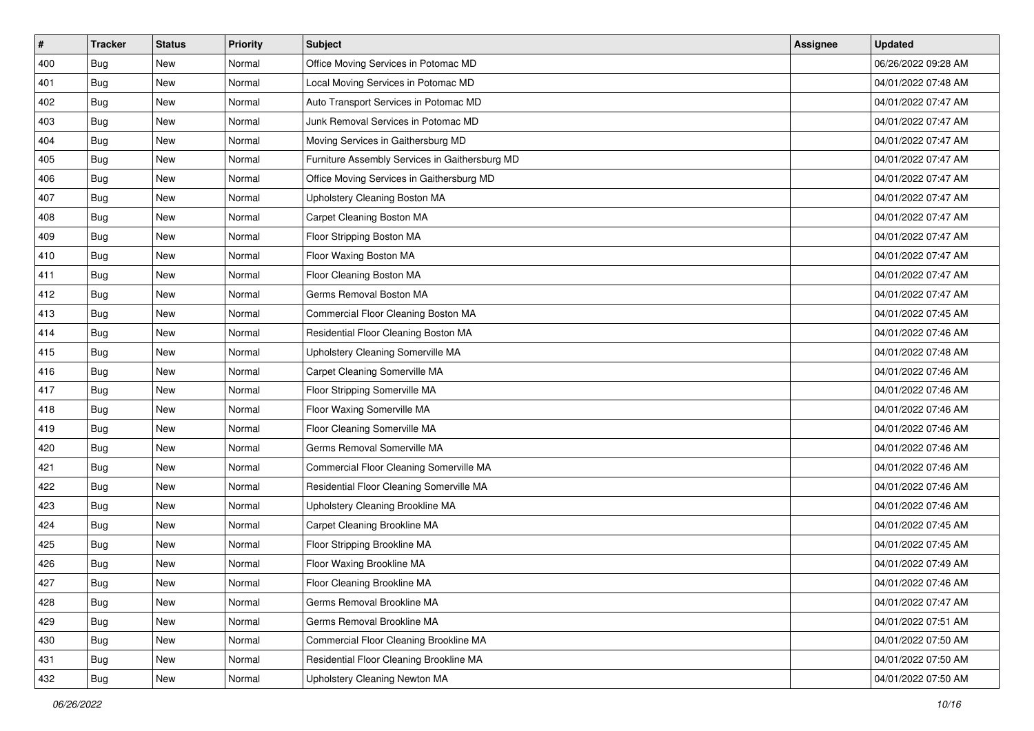| # | Tracker | Status | Priority | Subject | Assignee | Updated |
|---|---|---|---|---|---|---|
| 400 | Bug | New | Normal | Office Moving Services in Potomac MD | | 06/26/2022 09:28 AM |
| 401 | Bug | New | Normal | Local Moving Services in Potomac MD | | 04/01/2022 07:48 AM |
| 402 | Bug | New | Normal | Auto Transport Services in Potomac MD | | 04/01/2022 07:47 AM |
| 403 | Bug | New | Normal | Junk Removal Services in Potomac MD | | 04/01/2022 07:47 AM |
| 404 | Bug | New | Normal | Moving Services in Gaithersburg MD | | 04/01/2022 07:47 AM |
| 405 | Bug | New | Normal | Furniture Assembly Services in Gaithersburg MD | | 04/01/2022 07:47 AM |
| 406 | Bug | New | Normal | Office Moving Services in Gaithersburg MD | | 04/01/2022 07:47 AM |
| 407 | Bug | New | Normal | Upholstery Cleaning Boston MA | | 04/01/2022 07:47 AM |
| 408 | Bug | New | Normal | Carpet Cleaning Boston MA | | 04/01/2022 07:47 AM |
| 409 | Bug | New | Normal | Floor Stripping Boston MA | | 04/01/2022 07:47 AM |
| 410 | Bug | New | Normal | Floor Waxing Boston MA | | 04/01/2022 07:47 AM |
| 411 | Bug | New | Normal | Floor Cleaning Boston MA | | 04/01/2022 07:47 AM |
| 412 | Bug | New | Normal | Germs Removal Boston MA | | 04/01/2022 07:47 AM |
| 413 | Bug | New | Normal | Commercial Floor Cleaning Boston MA | | 04/01/2022 07:45 AM |
| 414 | Bug | New | Normal | Residential Floor Cleaning Boston MA | | 04/01/2022 07:46 AM |
| 415 | Bug | New | Normal | Upholstery Cleaning Somerville MA | | 04/01/2022 07:48 AM |
| 416 | Bug | New | Normal | Carpet Cleaning Somerville MA | | 04/01/2022 07:46 AM |
| 417 | Bug | New | Normal | Floor Stripping Somerville MA | | 04/01/2022 07:46 AM |
| 418 | Bug | New | Normal | Floor Waxing Somerville MA | | 04/01/2022 07:46 AM |
| 419 | Bug | New | Normal | Floor Cleaning Somerville MA | | 04/01/2022 07:46 AM |
| 420 | Bug | New | Normal | Germs Removal Somerville MA | | 04/01/2022 07:46 AM |
| 421 | Bug | New | Normal | Commercial Floor Cleaning Somerville MA | | 04/01/2022 07:46 AM |
| 422 | Bug | New | Normal | Residential Floor Cleaning Somerville MA | | 04/01/2022 07:46 AM |
| 423 | Bug | New | Normal | Upholstery Cleaning Brookline MA | | 04/01/2022 07:46 AM |
| 424 | Bug | New | Normal | Carpet Cleaning Brookline MA | | 04/01/2022 07:45 AM |
| 425 | Bug | New | Normal | Floor Stripping Brookline MA | | 04/01/2022 07:45 AM |
| 426 | Bug | New | Normal | Floor Waxing Brookline MA | | 04/01/2022 07:49 AM |
| 427 | Bug | New | Normal | Floor Cleaning Brookline MA | | 04/01/2022 07:46 AM |
| 428 | Bug | New | Normal | Germs Removal Brookline MA | | 04/01/2022 07:47 AM |
| 429 | Bug | New | Normal | Germs Removal Brookline MA | | 04/01/2022 07:51 AM |
| 430 | Bug | New | Normal | Commercial Floor Cleaning Brookline MA | | 04/01/2022 07:50 AM |
| 431 | Bug | New | Normal | Residential Floor Cleaning Brookline MA | | 04/01/2022 07:50 AM |
| 432 | Bug | New | Normal | Upholstery Cleaning Newton MA | | 04/01/2022 07:50 AM |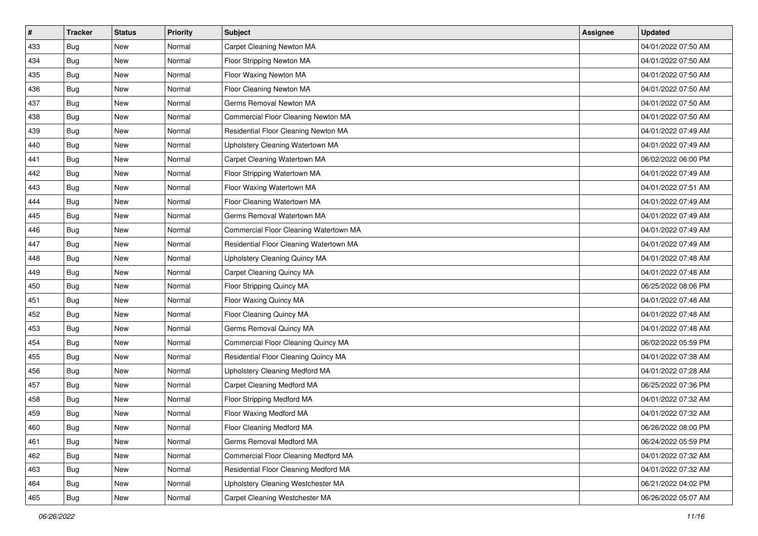| # | Tracker | Status | Priority | Subject | Assignee | Updated |
|---|---|---|---|---|---|---|
| 433 | Bug | New | Normal | Carpet Cleaning Newton MA | | 04/01/2022 07:50 AM |
| 434 | Bug | New | Normal | Floor Stripping Newton MA | | 04/01/2022 07:50 AM |
| 435 | Bug | New | Normal | Floor Waxing Newton MA | | 04/01/2022 07:50 AM |
| 436 | Bug | New | Normal | Floor Cleaning Newton MA | | 04/01/2022 07:50 AM |
| 437 | Bug | New | Normal | Germs Removal Newton MA | | 04/01/2022 07:50 AM |
| 438 | Bug | New | Normal | Commercial Floor Cleaning Newton MA | | 04/01/2022 07:50 AM |
| 439 | Bug | New | Normal | Residential Floor Cleaning Newton MA | | 04/01/2022 07:49 AM |
| 440 | Bug | New | Normal | Upholstery Cleaning Watertown MA | | 04/01/2022 07:49 AM |
| 441 | Bug | New | Normal | Carpet Cleaning Watertown MA | | 06/02/2022 06:00 PM |
| 442 | Bug | New | Normal | Floor Stripping Watertown MA | | 04/01/2022 07:49 AM |
| 443 | Bug | New | Normal | Floor Waxing Watertown MA | | 04/01/2022 07:51 AM |
| 444 | Bug | New | Normal | Floor Cleaning Watertown MA | | 04/01/2022 07:49 AM |
| 445 | Bug | New | Normal | Germs Removal Watertown MA | | 04/01/2022 07:49 AM |
| 446 | Bug | New | Normal | Commercial Floor Cleaning Watertown MA | | 04/01/2022 07:49 AM |
| 447 | Bug | New | Normal | Residential Floor Cleaning Watertown MA | | 04/01/2022 07:49 AM |
| 448 | Bug | New | Normal | Upholstery Cleaning Quincy MA | | 04/01/2022 07:48 AM |
| 449 | Bug | New | Normal | Carpet Cleaning Quincy MA | | 04/01/2022 07:48 AM |
| 450 | Bug | New | Normal | Floor Stripping Quincy MA | | 06/25/2022 08:06 PM |
| 451 | Bug | New | Normal | Floor Waxing Quincy MA | | 04/01/2022 07:48 AM |
| 452 | Bug | New | Normal | Floor Cleaning Quincy MA | | 04/01/2022 07:48 AM |
| 453 | Bug | New | Normal | Germs Removal Quincy MA | | 04/01/2022 07:48 AM |
| 454 | Bug | New | Normal | Commercial Floor Cleaning Quincy MA | | 06/02/2022 05:59 PM |
| 455 | Bug | New | Normal | Residential Floor Cleaning Quincy MA | | 04/01/2022 07:38 AM |
| 456 | Bug | New | Normal | Upholstery Cleaning Medford MA | | 04/01/2022 07:28 AM |
| 457 | Bug | New | Normal | Carpet Cleaning Medford MA | | 06/25/2022 07:36 PM |
| 458 | Bug | New | Normal | Floor Stripping Medford MA | | 04/01/2022 07:32 AM |
| 459 | Bug | New | Normal | Floor Waxing Medford MA | | 04/01/2022 07:32 AM |
| 460 | Bug | New | Normal | Floor Cleaning Medford MA | | 06/26/2022 08:00 PM |
| 461 | Bug | New | Normal | Germs Removal Medford MA | | 06/24/2022 05:59 PM |
| 462 | Bug | New | Normal | Commercial Floor Cleaning Medford MA | | 04/01/2022 07:32 AM |
| 463 | Bug | New | Normal | Residential Floor Cleaning Medford MA | | 04/01/2022 07:32 AM |
| 464 | Bug | New | Normal | Upholstery Cleaning Westchester MA | | 06/21/2022 04:02 PM |
| 465 | Bug | New | Normal | Carpet Cleaning Westchester MA | | 06/26/2022 05:07 AM |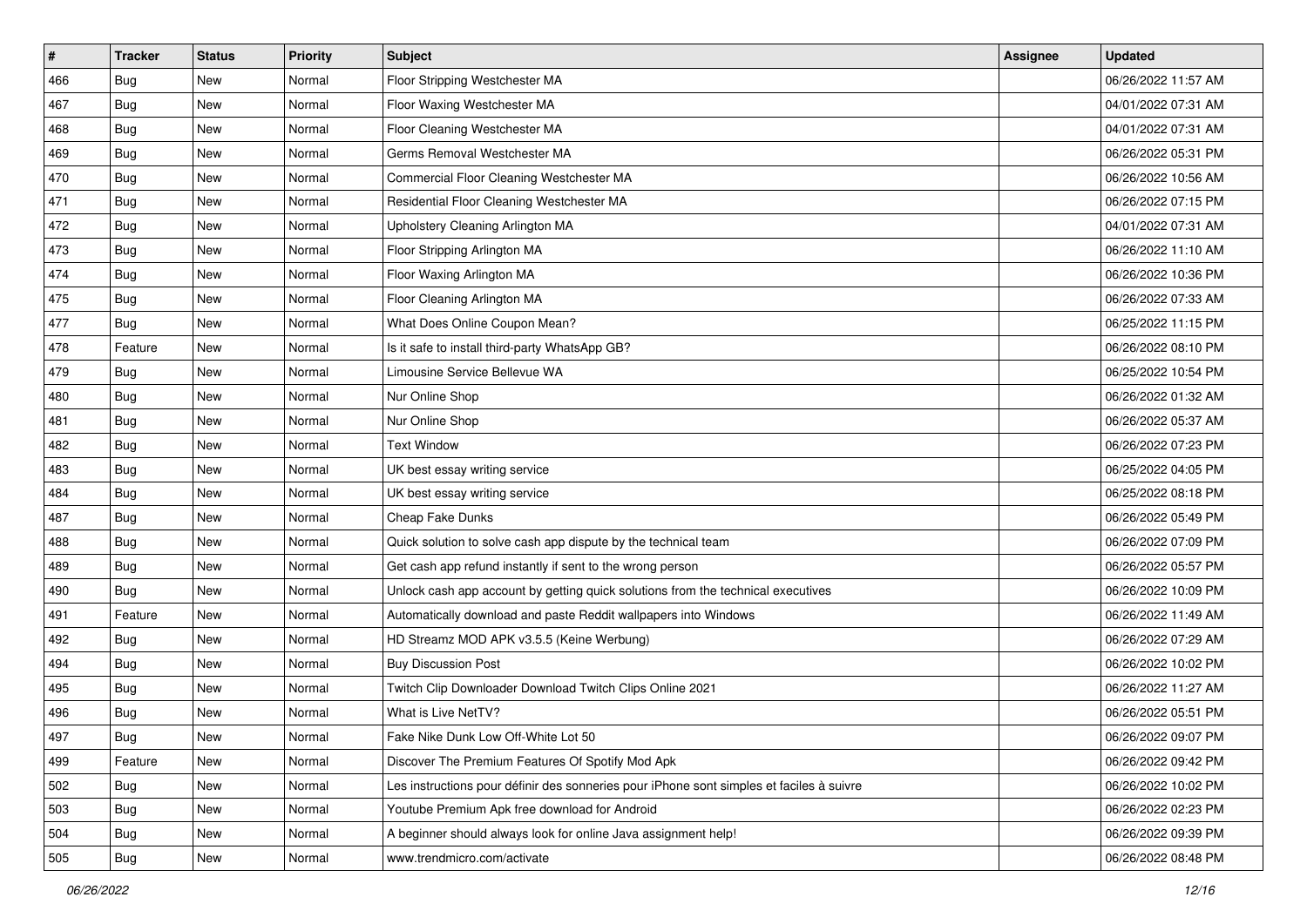| # | Tracker | Status | Priority | Subject | Assignee | Updated |
|---|---|---|---|---|---|---|
| 466 | Bug | New | Normal | Floor Stripping Westchester MA | | 06/26/2022 11:57 AM |
| 467 | Bug | New | Normal | Floor Waxing Westchester MA | | 04/01/2022 07:31 AM |
| 468 | Bug | New | Normal | Floor Cleaning Westchester MA | | 04/01/2022 07:31 AM |
| 469 | Bug | New | Normal | Germs Removal Westchester MA | | 06/26/2022 05:31 PM |
| 470 | Bug | New | Normal | Commercial Floor Cleaning Westchester MA | | 06/26/2022 10:56 AM |
| 471 | Bug | New | Normal | Residential Floor Cleaning Westchester MA | | 06/26/2022 07:15 PM |
| 472 | Bug | New | Normal | Upholstery Cleaning Arlington MA | | 04/01/2022 07:31 AM |
| 473 | Bug | New | Normal | Floor Stripping Arlington MA | | 06/26/2022 11:10 AM |
| 474 | Bug | New | Normal | Floor Waxing Arlington MA | | 06/26/2022 10:36 PM |
| 475 | Bug | New | Normal | Floor Cleaning Arlington MA | | 06/26/2022 07:33 AM |
| 477 | Bug | New | Normal | What Does Online Coupon Mean? | | 06/25/2022 11:15 PM |
| 478 | Feature | New | Normal | Is it safe to install third-party WhatsApp GB? | | 06/26/2022 08:10 PM |
| 479 | Bug | New | Normal | Limousine Service Bellevue WA | | 06/25/2022 10:54 PM |
| 480 | Bug | New | Normal | Nur Online Shop | | 06/26/2022 01:32 AM |
| 481 | Bug | New | Normal | Nur Online Shop | | 06/26/2022 05:37 AM |
| 482 | Bug | New | Normal | Text Window | | 06/26/2022 07:23 PM |
| 483 | Bug | New | Normal | UK best essay writing service | | 06/25/2022 04:05 PM |
| 484 | Bug | New | Normal | UK best essay writing service | | 06/25/2022 08:18 PM |
| 487 | Bug | New | Normal | Cheap Fake Dunks | | 06/26/2022 05:49 PM |
| 488 | Bug | New | Normal | Quick solution to solve cash app dispute by the technical team | | 06/26/2022 07:09 PM |
| 489 | Bug | New | Normal | Get cash app refund instantly if sent to the wrong person | | 06/26/2022 05:57 PM |
| 490 | Bug | New | Normal | Unlock cash app account by getting quick solutions from the technical executives | | 06/26/2022 10:09 PM |
| 491 | Feature | New | Normal | Automatically download and paste Reddit wallpapers into Windows | | 06/26/2022 11:49 AM |
| 492 | Bug | New | Normal | HD Streamz MOD APK v3.5.5 (Keine Werbung) | | 06/26/2022 07:29 AM |
| 494 | Bug | New | Normal | Buy Discussion Post | | 06/26/2022 10:02 PM |
| 495 | Bug | New | Normal | Twitch Clip Downloader Download Twitch Clips Online 2021 | | 06/26/2022 11:27 AM |
| 496 | Bug | New | Normal | What is Live NetTV? | | 06/26/2022 05:51 PM |
| 497 | Bug | New | Normal | Fake Nike Dunk Low Off-White Lot 50 | | 06/26/2022 09:07 PM |
| 499 | Feature | New | Normal | Discover The Premium Features Of Spotify Mod Apk | | 06/26/2022 09:42 PM |
| 502 | Bug | New | Normal | Les instructions pour définir des sonneries pour iPhone sont simples et faciles à suivre | | 06/26/2022 10:02 PM |
| 503 | Bug | New | Normal | Youtube Premium Apk free download for Android | | 06/26/2022 02:23 PM |
| 504 | Bug | New | Normal | A beginner should always look for online Java assignment help! | | 06/26/2022 09:39 PM |
| 505 | Bug | New | Normal | www.trendmicro.com/activate | | 06/26/2022 08:48 PM |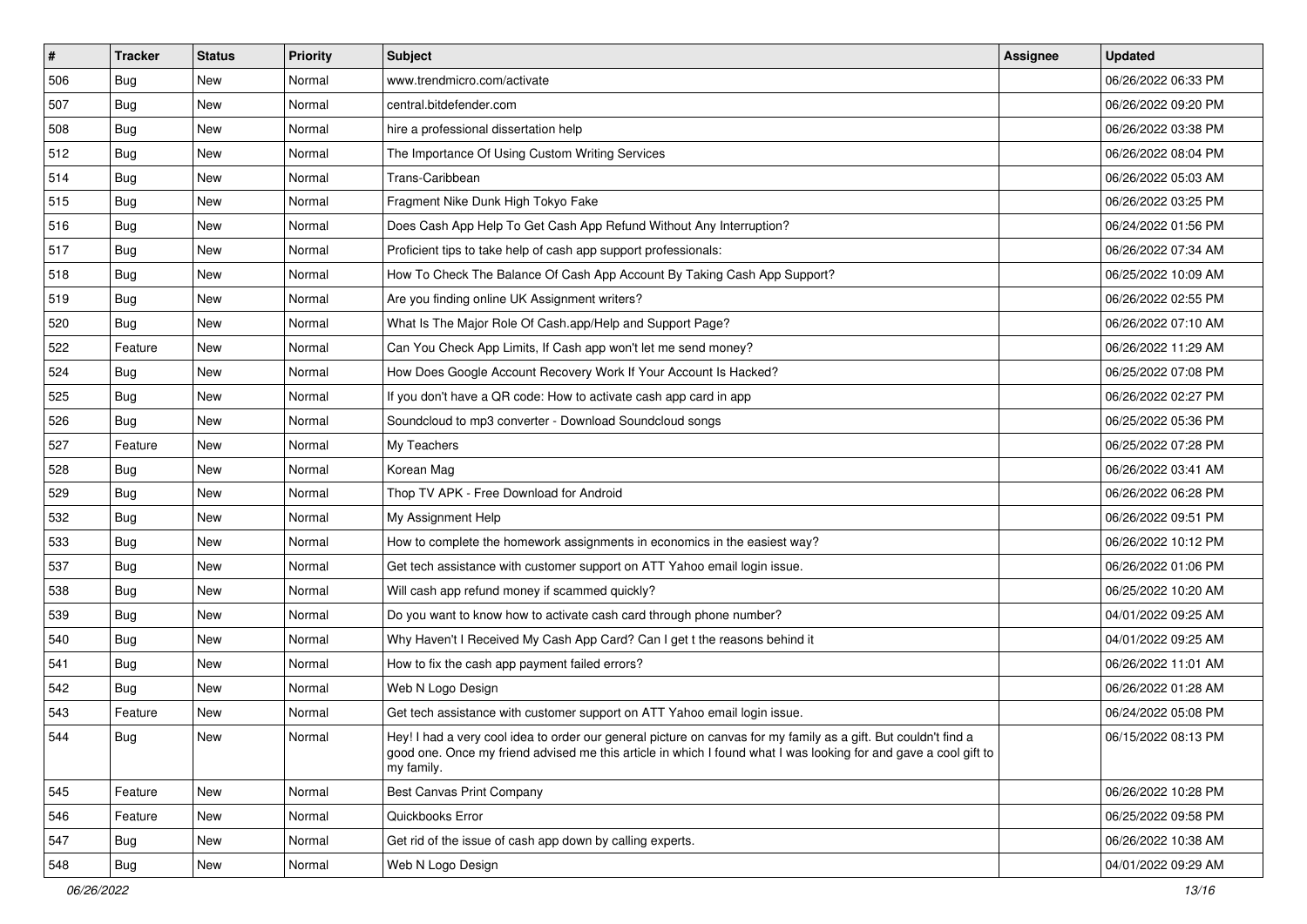| # | Tracker | Status | Priority | Subject | Assignee | Updated |
|---|---|---|---|---|---|---|
| 506 | Bug | New | Normal | www.trendmicro.com/activate | | 06/26/2022 06:33 PM |
| 507 | Bug | New | Normal | central.bitdefender.com | | 06/26/2022 09:20 PM |
| 508 | Bug | New | Normal | hire a professional dissertation help | | 06/26/2022 03:38 PM |
| 512 | Bug | New | Normal | The Importance Of Using Custom Writing Services | | 06/26/2022 08:04 PM |
| 514 | Bug | New | Normal | Trans-Caribbean | | 06/26/2022 05:03 AM |
| 515 | Bug | New | Normal | Fragment Nike Dunk High Tokyo Fake | | 06/26/2022 03:25 PM |
| 516 | Bug | New | Normal | Does Cash App Help To Get Cash App Refund Without Any Interruption? | | 06/24/2022 01:56 PM |
| 517 | Bug | New | Normal | Proficient tips to take help of cash app support professionals: | | 06/26/2022 07:34 AM |
| 518 | Bug | New | Normal | How To Check The Balance Of Cash App Account By Taking Cash App Support? | | 06/25/2022 10:09 AM |
| 519 | Bug | New | Normal | Are you finding online UK Assignment writers? | | 06/26/2022 02:55 PM |
| 520 | Bug | New | Normal | What Is The Major Role Of Cash.app/Help and Support Page? | | 06/26/2022 07:10 AM |
| 522 | Feature | New | Normal | Can You Check App Limits, If Cash app won't let me send money? | | 06/26/2022 11:29 AM |
| 524 | Bug | New | Normal | How Does Google Account Recovery Work If Your Account Is Hacked? | | 06/25/2022 07:08 PM |
| 525 | Bug | New | Normal | If you don't have a QR code: How to activate cash app card in app | | 06/26/2022 02:27 PM |
| 526 | Bug | New | Normal | Soundcloud to mp3 converter - Download Soundcloud songs | | 06/25/2022 05:36 PM |
| 527 | Feature | New | Normal | My Teachers | | 06/25/2022 07:28 PM |
| 528 | Bug | New | Normal | Korean Mag | | 06/26/2022 03:41 AM |
| 529 | Bug | New | Normal | Thop TV APK - Free Download for Android | | 06/26/2022 06:28 PM |
| 532 | Bug | New | Normal | My Assignment Help | | 06/26/2022 09:51 PM |
| 533 | Bug | New | Normal | How to complete the homework assignments in economics in the easiest way? | | 06/26/2022 10:12 PM |
| 537 | Bug | New | Normal | Get tech assistance with customer support on ATT Yahoo email login issue. | | 06/26/2022 01:06 PM |
| 538 | Bug | New | Normal | Will cash app refund money if scammed quickly? | | 06/25/2022 10:20 AM |
| 539 | Bug | New | Normal | Do you want to know how to activate cash card through phone number? | | 04/01/2022 09:25 AM |
| 540 | Bug | New | Normal | Why Haven't I Received My Cash App Card? Can I get t the reasons behind it | | 04/01/2022 09:25 AM |
| 541 | Bug | New | Normal | How to fix the cash app payment failed errors? | | 06/26/2022 11:01 AM |
| 542 | Bug | New | Normal | Web N Logo Design | | 06/26/2022 01:28 AM |
| 543 | Feature | New | Normal | Get tech assistance with customer support on ATT Yahoo email login issue. | | 06/24/2022 05:08 PM |
| 544 | Bug | New | Normal | Hey! I had a very cool idea to order our general picture on canvas for my family as a gift. But couldn't find a good one. Once my friend advised me this article in which I found what I was looking for and gave a cool gift to my family. | | 06/15/2022 08:13 PM |
| 545 | Feature | New | Normal | Best Canvas Print Company | | 06/26/2022 10:28 PM |
| 546 | Feature | New | Normal | Quickbooks Error | | 06/25/2022 09:58 PM |
| 547 | Bug | New | Normal | Get rid of the issue of cash app down by calling experts. | | 06/26/2022 10:38 AM |
| 548 | Bug | New | Normal | Web N Logo Design | | 04/01/2022 09:29 AM |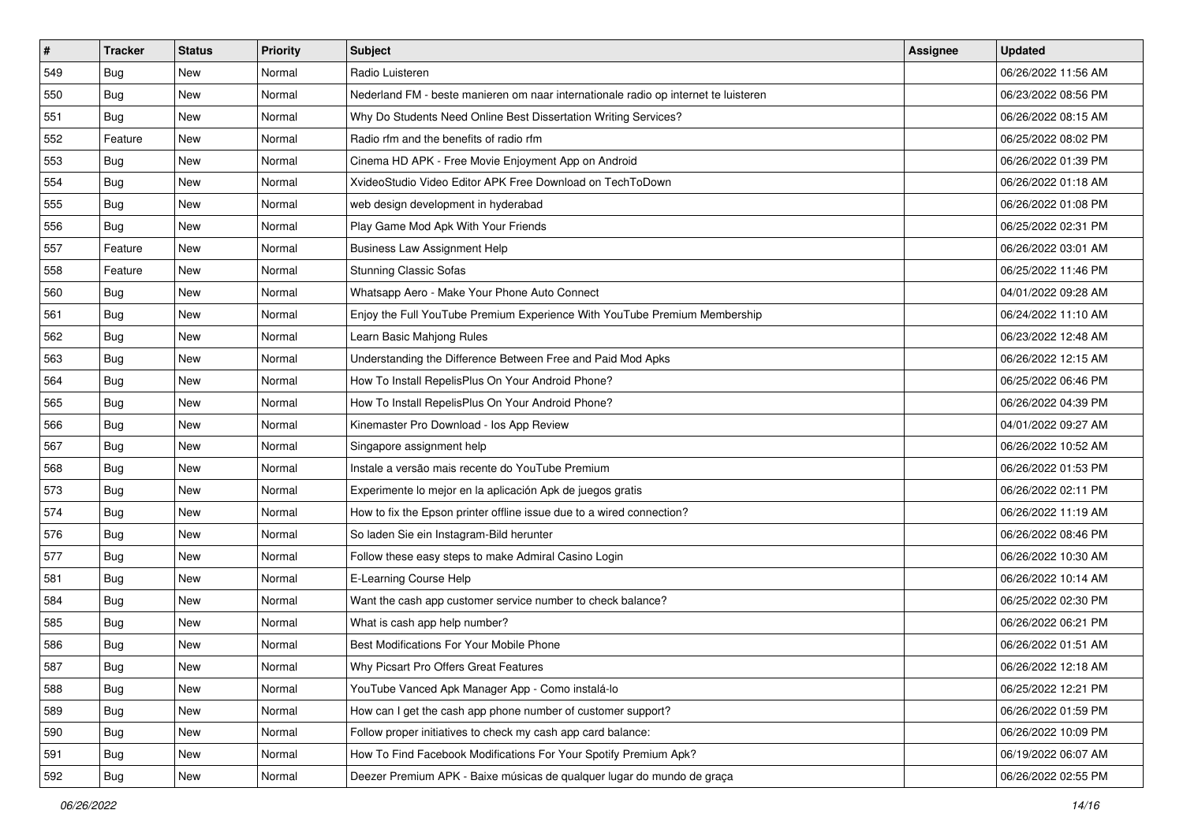| # | Tracker | Status | Priority | Subject | Assignee | Updated |
|---|---|---|---|---|---|---|
| 549 | Bug | New | Normal | Radio Luisteren | | 06/26/2022 11:56 AM |
| 550 | Bug | New | Normal | Nederland FM - beste manieren om naar internationale radio op internet te luisteren | | 06/23/2022 08:56 PM |
| 551 | Bug | New | Normal | Why Do Students Need Online Best Dissertation Writing Services? | | 06/26/2022 08:15 AM |
| 552 | Feature | New | Normal | Radio rfm and the benefits of radio rfm | | 06/25/2022 08:02 PM |
| 553 | Bug | New | Normal | Cinema HD APK - Free Movie Enjoyment App on Android | | 06/26/2022 01:39 PM |
| 554 | Bug | New | Normal | XvideoStudio Video Editor APK Free Download on TechToDown | | 06/26/2022 01:18 AM |
| 555 | Bug | New | Normal | web design development in hyderabad | | 06/26/2022 01:08 PM |
| 556 | Bug | New | Normal | Play Game Mod Apk With Your Friends | | 06/25/2022 02:31 PM |
| 557 | Feature | New | Normal | Business Law Assignment Help | | 06/26/2022 03:01 AM |
| 558 | Feature | New | Normal | Stunning Classic Sofas | | 06/25/2022 11:46 PM |
| 560 | Bug | New | Normal | Whatsapp Aero - Make Your Phone Auto Connect | | 04/01/2022 09:28 AM |
| 561 | Bug | New | Normal | Enjoy the Full YouTube Premium Experience With YouTube Premium Membership | | 06/24/2022 11:10 AM |
| 562 | Bug | New | Normal | Learn Basic Mahjong Rules | | 06/23/2022 12:48 AM |
| 563 | Bug | New | Normal | Understanding the Difference Between Free and Paid Mod Apks | | 06/26/2022 12:15 AM |
| 564 | Bug | New | Normal | How To Install RepelisPlus On Your Android Phone? | | 06/25/2022 06:46 PM |
| 565 | Bug | New | Normal | How To Install RepelisPlus On Your Android Phone? | | 06/26/2022 04:39 PM |
| 566 | Bug | New | Normal | Kinemaster Pro Download - Ios App Review | | 04/01/2022 09:27 AM |
| 567 | Bug | New | Normal | Singapore assignment help | | 06/26/2022 10:52 AM |
| 568 | Bug | New | Normal | Instale a versão mais recente do YouTube Premium | | 06/26/2022 01:53 PM |
| 573 | Bug | New | Normal | Experimente lo mejor en la aplicación Apk de juegos gratis | | 06/26/2022 02:11 PM |
| 574 | Bug | New | Normal | How to fix the Epson printer offline issue due to a wired connection? | | 06/26/2022 11:19 AM |
| 576 | Bug | New | Normal | So laden Sie ein Instagram-Bild herunter | | 06/26/2022 08:46 PM |
| 577 | Bug | New | Normal | Follow these easy steps to make Admiral Casino Login | | 06/26/2022 10:30 AM |
| 581 | Bug | New | Normal | E-Learning Course Help | | 06/26/2022 10:14 AM |
| 584 | Bug | New | Normal | Want the cash app customer service number to check balance? | | 06/25/2022 02:30 PM |
| 585 | Bug | New | Normal | What is cash app help number? | | 06/26/2022 06:21 PM |
| 586 | Bug | New | Normal | Best Modifications For Your Mobile Phone | | 06/26/2022 01:51 AM |
| 587 | Bug | New | Normal | Why Picsart Pro Offers Great Features | | 06/26/2022 12:18 AM |
| 588 | Bug | New | Normal | YouTube Vanced Apk Manager App - Como instalá-lo | | 06/25/2022 12:21 PM |
| 589 | Bug | New | Normal | How can I get the cash app phone number of customer support? | | 06/26/2022 01:59 PM |
| 590 | Bug | New | Normal | Follow proper initiatives to check my cash app card balance: | | 06/26/2022 10:09 PM |
| 591 | Bug | New | Normal | How To Find Facebook Modifications For Your Spotify Premium Apk? | | 06/19/2022 06:07 AM |
| 592 | Bug | New | Normal | Deezer Premium APK - Baixe músicas de qualquer lugar do mundo de graça | | 06/26/2022 02:55 PM |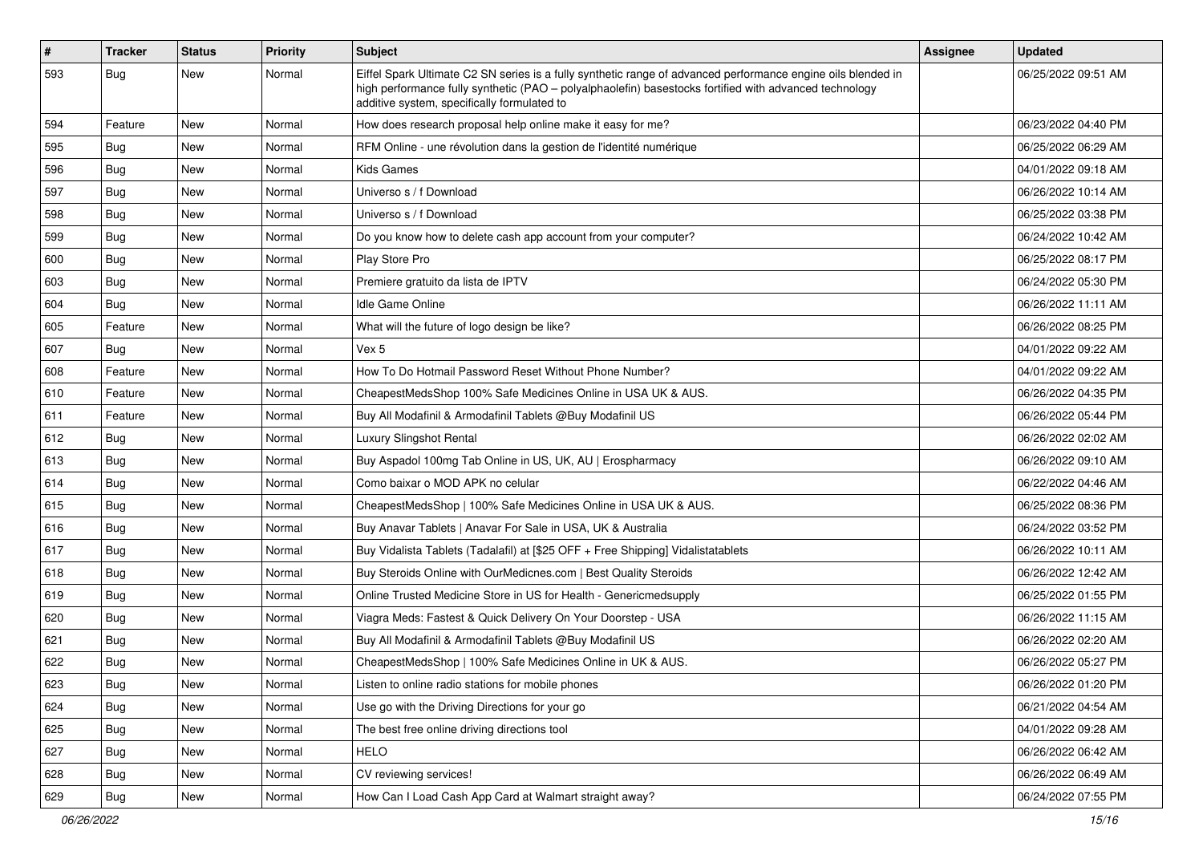| # | Tracker | Status | Priority | Subject | Assignee | Updated |
|---|---|---|---|---|---|---|
| 593 | Bug | New | Normal | Eiffel Spark Ultimate C2 SN series is a fully synthetic range of advanced performance engine oils blended in high performance fully synthetic (PAO – polyalphaolefin) basestocks fortified with advanced technology additive system, specifically formulated to | | 06/25/2022 09:51 AM |
| 594 | Feature | New | Normal | How does research proposal help online make it easy for me? | | 06/23/2022 04:40 PM |
| 595 | Bug | New | Normal | RFM Online - une révolution dans la gestion de l'identité numérique | | 06/25/2022 06:29 AM |
| 596 | Bug | New | Normal | Kids Games | | 04/01/2022 09:18 AM |
| 597 | Bug | New | Normal | Universo s / f Download | | 06/26/2022 10:14 AM |
| 598 | Bug | New | Normal | Universo s / f Download | | 06/25/2022 03:38 PM |
| 599 | Bug | New | Normal | Do you know how to delete cash app account from your computer? | | 06/24/2022 10:42 AM |
| 600 | Bug | New | Normal | Play Store Pro | | 06/25/2022 08:17 PM |
| 603 | Bug | New | Normal | Premiere gratuito da lista de IPTV | | 06/24/2022 05:30 PM |
| 604 | Bug | New | Normal | Idle Game Online | | 06/26/2022 11:11 AM |
| 605 | Feature | New | Normal | What will the future of logo design be like? | | 06/26/2022 08:25 PM |
| 607 | Bug | New | Normal | Vex 5 | | 04/01/2022 09:22 AM |
| 608 | Feature | New | Normal | How To Do Hotmail Password Reset Without Phone Number? | | 04/01/2022 09:22 AM |
| 610 | Feature | New | Normal | CheapestMedsShop 100% Safe Medicines Online in USA UK & AUS. | | 06/26/2022 04:35 PM |
| 611 | Feature | New | Normal | Buy All Modafinil & Armodafinil Tablets @Buy Modafinil US | | 06/26/2022 05:44 PM |
| 612 | Bug | New | Normal | Luxury Slingshot Rental | | 06/26/2022 02:02 AM |
| 613 | Bug | New | Normal | Buy Aspadol 100mg Tab Online in US, UK, AU \| Erospharmacy | | 06/26/2022 09:10 AM |
| 614 | Bug | New | Normal | Como baixar o MOD APK no celular | | 06/22/2022 04:46 AM |
| 615 | Bug | New | Normal | CheapestMedsShop \| 100% Safe Medicines Online in USA UK & AUS. | | 06/25/2022 08:36 PM |
| 616 | Bug | New | Normal | Buy Anavar Tablets \| Anavar For Sale in USA, UK & Australia | | 06/24/2022 03:52 PM |
| 617 | Bug | New | Normal | Buy Vidalista Tablets (Tadalafil) at [$25 OFF + Free Shipping] Vidalistatablets | | 06/26/2022 10:11 AM |
| 618 | Bug | New | Normal | Buy Steroids Online with OurMedicnes.com \| Best Quality Steroids | | 06/26/2022 12:42 AM |
| 619 | Bug | New | Normal | Online Trusted Medicine Store in US for Health - Genericmedsupply | | 06/25/2022 01:55 PM |
| 620 | Bug | New | Normal | Viagra Meds: Fastest & Quick Delivery On Your Doorstep - USA | | 06/26/2022 11:15 AM |
| 621 | Bug | New | Normal | Buy All Modafinil & Armodafinil Tablets @Buy Modafinil US | | 06/26/2022 02:20 AM |
| 622 | Bug | New | Normal | CheapestMedsShop \| 100% Safe Medicines Online in UK & AUS. | | 06/26/2022 05:27 PM |
| 623 | Bug | New | Normal | Listen to online radio stations for mobile phones | | 06/26/2022 01:20 PM |
| 624 | Bug | New | Normal | Use go with the Driving Directions for your go | | 06/21/2022 04:54 AM |
| 625 | Bug | New | Normal | The best free online driving directions tool | | 04/01/2022 09:28 AM |
| 627 | Bug | New | Normal | HELO | | 06/26/2022 06:42 AM |
| 628 | Bug | New | Normal | CV reviewing services! | | 06/26/2022 06:49 AM |
| 629 | Bug | New | Normal | How Can I Load Cash App Card at Walmart straight away? | | 06/24/2022 07:55 PM |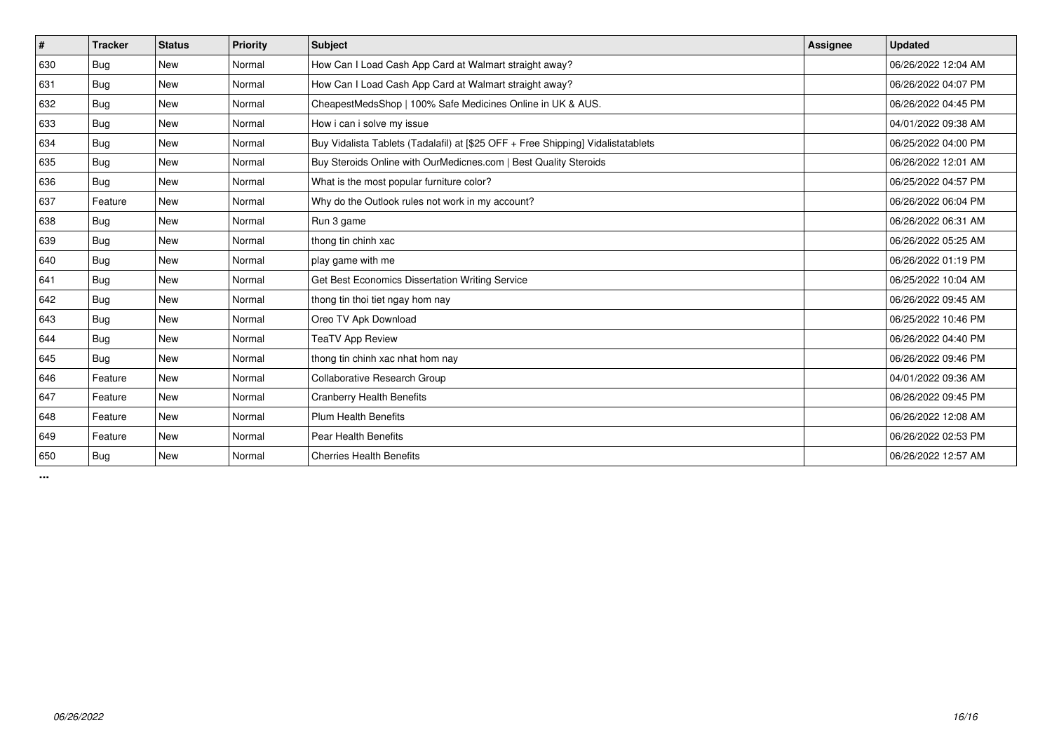| # | Tracker | Status | Priority | Subject | Assignee | Updated |
|---|---|---|---|---|---|---|
| 630 | Bug | New | Normal | How Can I Load Cash App Card at Walmart straight away? | | 06/26/2022 12:04 AM |
| 631 | Bug | New | Normal | How Can I Load Cash App Card at Walmart straight away? | | 06/26/2022 04:07 PM |
| 632 | Bug | New | Normal | CheapestMedsShop \| 100% Safe Medicines Online in UK & AUS. | | 06/26/2022 04:45 PM |
| 633 | Bug | New | Normal | How i can i solve my issue | | 04/01/2022 09:38 AM |
| 634 | Bug | New | Normal | Buy Vidalista Tablets (Tadalafil) at [$25 OFF + Free Shipping] Vidalistatablets | | 06/25/2022 04:00 PM |
| 635 | Bug | New | Normal | Buy Steroids Online with OurMedicnes.com \| Best Quality Steroids | | 06/26/2022 12:01 AM |
| 636 | Bug | New | Normal | What is the most popular furniture color? | | 06/25/2022 04:57 PM |
| 637 | Feature | New | Normal | Why do the Outlook rules not work in my account? | | 06/26/2022 06:04 PM |
| 638 | Bug | New | Normal | Run 3 game | | 06/26/2022 06:31 AM |
| 639 | Bug | New | Normal | thong tin chinh xac | | 06/26/2022 05:25 AM |
| 640 | Bug | New | Normal | play game with me | | 06/26/2022 01:19 PM |
| 641 | Bug | New | Normal | Get Best Economics Dissertation Writing Service | | 06/25/2022 10:04 AM |
| 642 | Bug | New | Normal | thong tin thoi tiet ngay hom nay | | 06/26/2022 09:45 AM |
| 643 | Bug | New | Normal | Oreo TV Apk Download | | 06/25/2022 10:46 PM |
| 644 | Bug | New | Normal | TeaTV App Review | | 06/26/2022 04:40 PM |
| 645 | Bug | New | Normal | thong tin chinh xac nhat hom nay | | 06/26/2022 09:46 PM |
| 646 | Feature | New | Normal | Collaborative Research Group | | 04/01/2022 09:36 AM |
| 647 | Feature | New | Normal | Cranberry Health Benefits | | 06/26/2022 09:45 PM |
| 648 | Feature | New | Normal | Plum Health Benefits | | 06/26/2022 12:08 AM |
| 649 | Feature | New | Normal | Pear Health Benefits | | 06/26/2022 02:53 PM |
| 650 | Bug | New | Normal | Cherries Health Benefits | | 06/26/2022 12:57 AM |

...